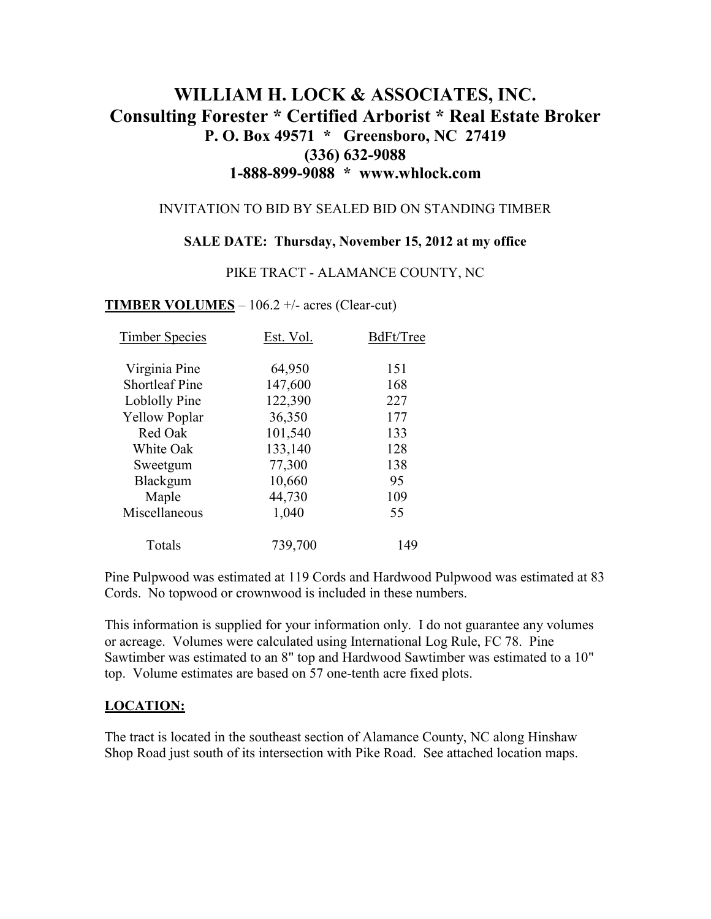# WILLIAM H. LOCK & ASSOCIATES, INC.

## Consulting Forester * Certified Arborist * Real Estate Broker

**P. O. Box 49571 * Greensboro, NC 27419**
**(336) 632-9088**
**1-888-899-9088 * www.whlock.com**

INVITATION TO BID BY SEALED BID ON STANDING TIMBER

**SALE DATE: Thursday, November 15, 2012 at my office**

PIKE TRACT - ALAMANCE COUNTY, NC

**TIMBER VOLUMES** – 106.2 +/- acres (Clear-cut)

| Timber Species | Est. Vol. | BdFt/Tree |
|---|---|---|
| Virginia Pine | 64,950 | 151 |
| Shortleaf Pine | 147,600 | 168 |
| Loblolly Pine | 122,390 | 227 |
| Yellow Poplar | 36,350 | 177 |
| Red Oak | 101,540 | 133 |
| White Oak | 133,140 | 128 |
| Sweetgum | 77,300 | 138 |
| Blackgum | 10,660 | 95 |
| Maple | 44,730 | 109 |
| Miscellaneous | 1,040 | 55 |
| Totals | 739,700 | 149 |

Pine Pulpwood was estimated at 119 Cords and Hardwood Pulpwood was estimated at 83 Cords. No topwood or crownwood is included in these numbers.

This information is supplied for your information only. I do not guarantee any volumes or acreage. Volumes were calculated using International Log Rule, FC 78. Pine Sawtimber was estimated to an 8" top and Hardwood Sawtimber was estimated to a 10" top. Volume estimates are based on 57 one-tenth acre fixed plots.

**LOCATION:**

The tract is located in the southeast section of Alamance County, NC along Hinshaw Shop Road just south of its intersection with Pike Road. See attached location maps.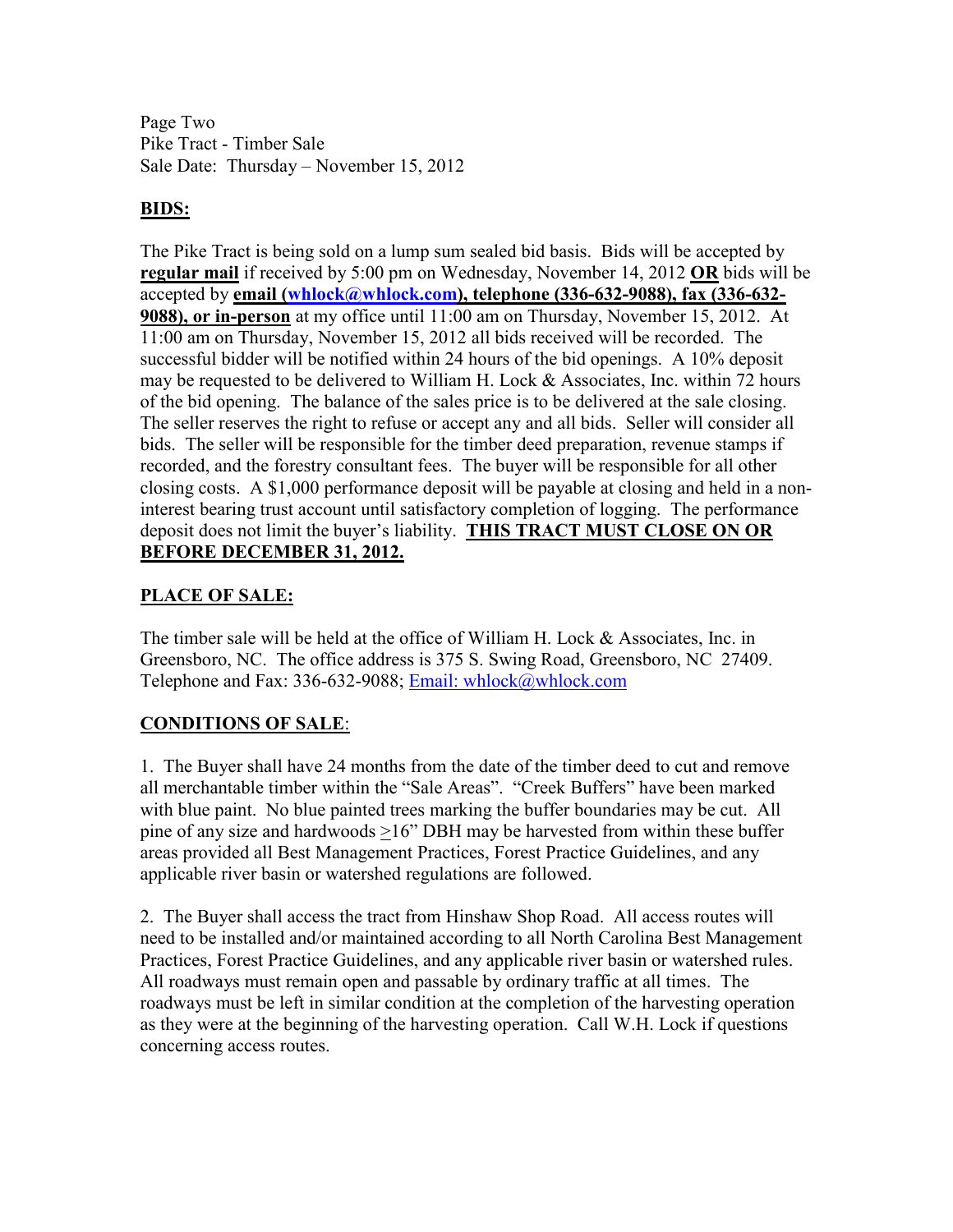Page Two
Pike Tract - Timber Sale
Sale Date: Thursday – November 15, 2012

## BIDS:

The Pike Tract is being sold on a lump sum sealed bid basis. Bids will be accepted by **regular mail** if received by 5:00 pm on Wednesday, November 14, 2012 **OR** bids will be accepted by **email (whlock@whlock.com), telephone (336-632-9088), fax (336-632-9088), or in-person** at my office until 11:00 am on Thursday, November 15, 2012. At 11:00 am on Thursday, November 15, 2012 all bids received will be recorded. The successful bidder will be notified within 24 hours of the bid openings. A 10% deposit may be requested to be delivered to William H. Lock & Associates, Inc. within 72 hours of the bid opening. The balance of the sales price is to be delivered at the sale closing. The seller reserves the right to refuse or accept any and all bids. Seller will consider all bids. The seller will be responsible for the timber deed preparation, revenue stamps if recorded, and the forestry consultant fees. The buyer will be responsible for all other closing costs. A $1,000 performance deposit will be payable at closing and held in a non-interest bearing trust account until satisfactory completion of logging. The performance deposit does not limit the buyer's liability. **THIS TRACT MUST CLOSE ON OR BEFORE DECEMBER 31, 2012.**

## PLACE OF SALE:

The timber sale will be held at the office of William H. Lock & Associates, Inc. in Greensboro, NC. The office address is 375 S. Swing Road, Greensboro, NC 27409. Telephone and Fax: 336-632-9088; Email: whlock@whlock.com

## CONDITIONS OF SALE:

1. The Buyer shall have 24 months from the date of the timber deed to cut and remove all merchantable timber within the "Sale Areas". "Creek Buffers" have been marked with blue paint. No blue painted trees marking the buffer boundaries may be cut. All pine of any size and hardwoods ≥16" DBH may be harvested from within these buffer areas provided all Best Management Practices, Forest Practice Guidelines, and any applicable river basin or watershed regulations are followed.

2. The Buyer shall access the tract from Hinshaw Shop Road. All access routes will need to be installed and/or maintained according to all North Carolina Best Management Practices, Forest Practice Guidelines, and any applicable river basin or watershed rules. All roadways must remain open and passable by ordinary traffic at all times. The roadways must be left in similar condition at the completion of the harvesting operation as they were at the beginning of the harvesting operation. Call W.H. Lock if questions concerning access routes.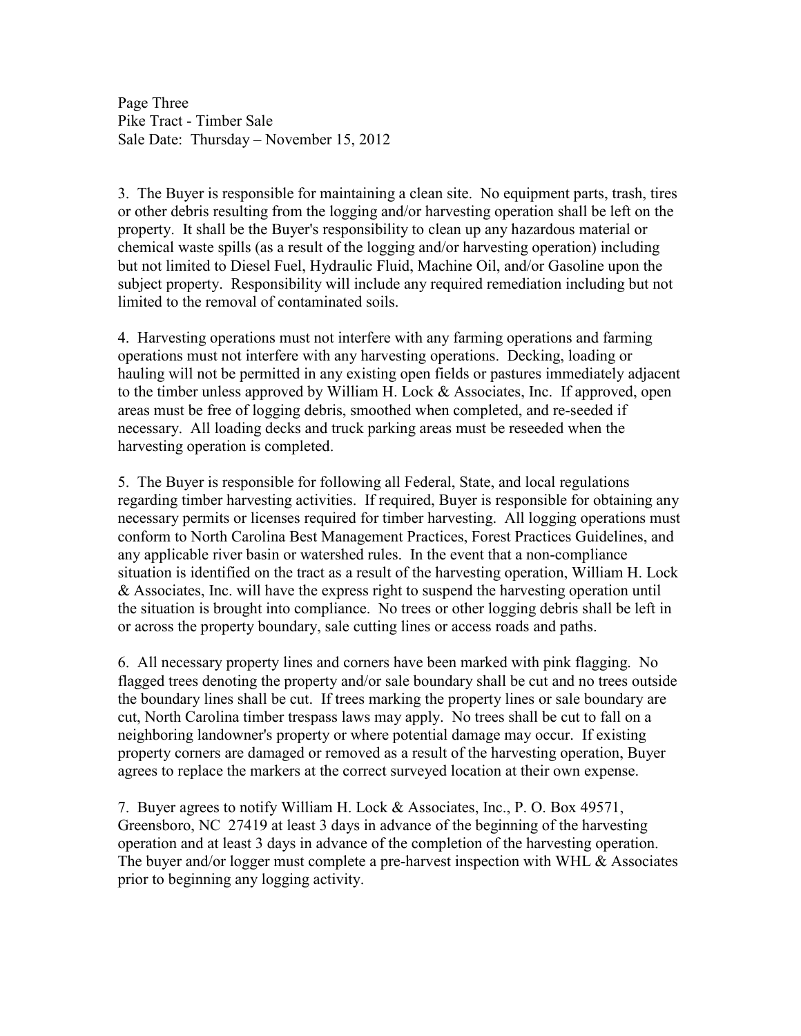3. The Buyer is responsible for maintaining a clean site. No equipment parts, trash, tires or other debris resulting from the logging and/or harvesting operation shall be left on the property. It shall be the Buyer's responsibility to clean up any hazardous material or chemical waste spills (as a result of the logging and/or harvesting operation) including but not limited to Diesel Fuel, Hydraulic Fluid, Machine Oil, and/or Gasoline upon the subject property. Responsibility will include any required remediation including but not limited to the removal of contaminated soils.

4. Harvesting operations must not interfere with any farming operations and farming operations must not interfere with any harvesting operations. Decking, loading or hauling will not be permitted in any existing open fields or pastures immediately adjacent to the timber unless approved by William H. Lock & Associates, Inc. If approved, open areas must be free of logging debris, smoothed when completed, and re-seeded if necessary. All loading decks and truck parking areas must be reseeded when the harvesting operation is completed.

5. The Buyer is responsible for following all Federal, State, and local regulations regarding timber harvesting activities. If required, Buyer is responsible for obtaining any necessary permits or licenses required for timber harvesting. All logging operations must conform to North Carolina Best Management Practices, Forest Practices Guidelines, and any applicable river basin or watershed rules. In the event that a non-compliance situation is identified on the tract as a result of the harvesting operation, William H. Lock & Associates, Inc. will have the express right to suspend the harvesting operation until the situation is brought into compliance. No trees or other logging debris shall be left in or across the property boundary, sale cutting lines or access roads and paths.

6. All necessary property lines and corners have been marked with pink flagging. No flagged trees denoting the property and/or sale boundary shall be cut and no trees outside the boundary lines shall be cut. If trees marking the property lines or sale boundary are cut, North Carolina timber trespass laws may apply. No trees shall be cut to fall on a neighboring landowner's property or where potential damage may occur. If existing property corners are damaged or removed as a result of the harvesting operation, Buyer agrees to replace the markers at the correct surveyed location at their own expense.

7. Buyer agrees to notify William H. Lock & Associates, Inc., P. O. Box 49571, Greensboro, NC 27419 at least 3 days in advance of the beginning of the harvesting operation and at least 3 days in advance of the completion of the harvesting operation. The buyer and/or logger must complete a pre-harvest inspection with WHL & Associates prior to beginning any logging activity.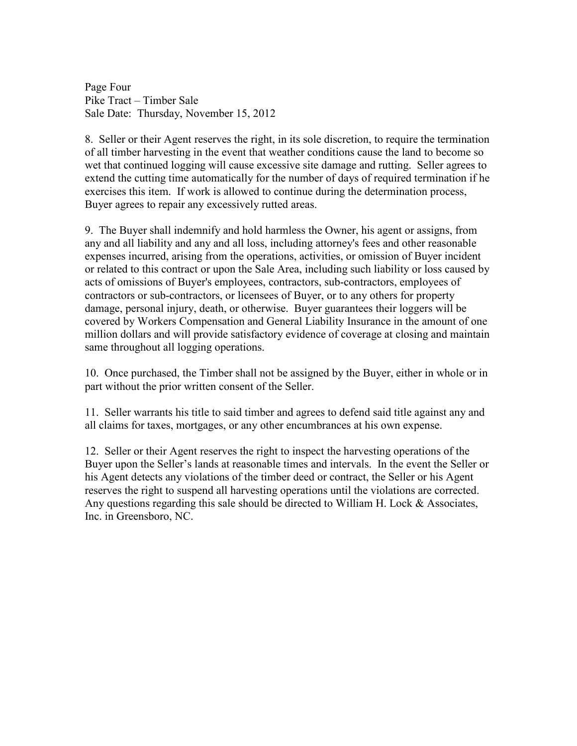8. Seller or their Agent reserves the right, in its sole discretion, to require the termination of all timber harvesting in the event that weather conditions cause the land to become so wet that continued logging will cause excessive site damage and rutting. Seller agrees to extend the cutting time automatically for the number of days of required termination if he exercises this item. If work is allowed to continue during the determination process, Buyer agrees to repair any excessively rutted areas.

9. The Buyer shall indemnify and hold harmless the Owner, his agent or assigns, from any and all liability and any and all loss, including attorney's fees and other reasonable expenses incurred, arising from the operations, activities, or omission of Buyer incident or related to this contract or upon the Sale Area, including such liability or loss caused by acts of omissions of Buyer's employees, contractors, sub-contractors, employees of contractors or sub-contractors, or licensees of Buyer, or to any others for property damage, personal injury, death, or otherwise. Buyer guarantees their loggers will be covered by Workers Compensation and General Liability Insurance in the amount of one million dollars and will provide satisfactory evidence of coverage at closing and maintain same throughout all logging operations.

10. Once purchased, the Timber shall not be assigned by the Buyer, either in whole or in part without the prior written consent of the Seller.

11. Seller warrants his title to said timber and agrees to defend said title against any and all claims for taxes, mortgages, or any other encumbrances at his own expense.

12. Seller or their Agent reserves the right to inspect the harvesting operations of the Buyer upon the Seller's lands at reasonable times and intervals. In the event the Seller or his Agent detects any violations of the timber deed or contract, the Seller or his Agent reserves the right to suspend all harvesting operations until the violations are corrected. Any questions regarding this sale should be directed to William H. Lock & Associates, Inc. in Greensboro, NC.